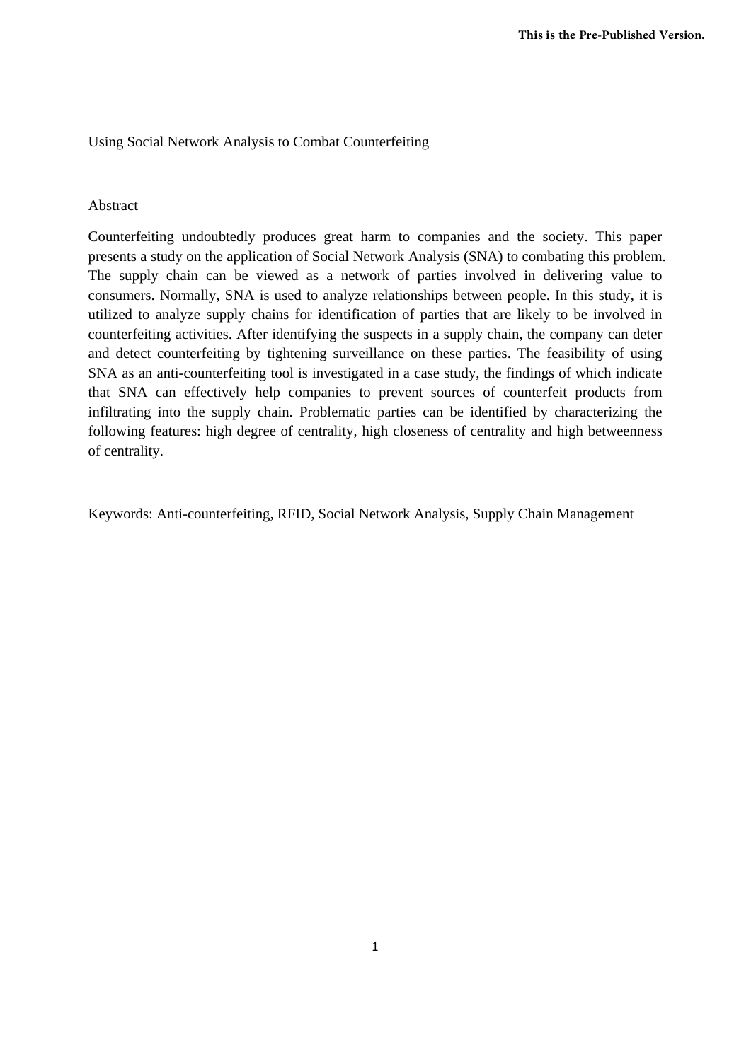# Using Social Network Analysis to Combat Counterfeiting

## Abstract

Counterfeiting undoubtedly produces great harm to companies and the society. This paper presents a study on the application of Social Network Analysis (SNA) to combating this problem. The supply chain can be viewed as a network of parties involved in delivering value to consumers. Normally, SNA is used to analyze relationships between people. In this study, it is utilized to analyze supply chains for identification of parties that are likely to be involved in counterfeiting activities. After identifying the suspects in a supply chain, the company can deter and detect counterfeiting by tightening surveillance on these parties. The feasibility of using SNA as an anti-counterfeiting tool is investigated in a case study, the findings of which indicate that SNA can effectively help companies to prevent sources of counterfeit products from infiltrating into the supply chain. Problematic parties can be identified by characterizing the following features: high degree of centrality, high closeness of centrality and high betweenness of centrality.

Keywords: Anti-counterfeiting, RFID, Social Network Analysis, Supply Chain Management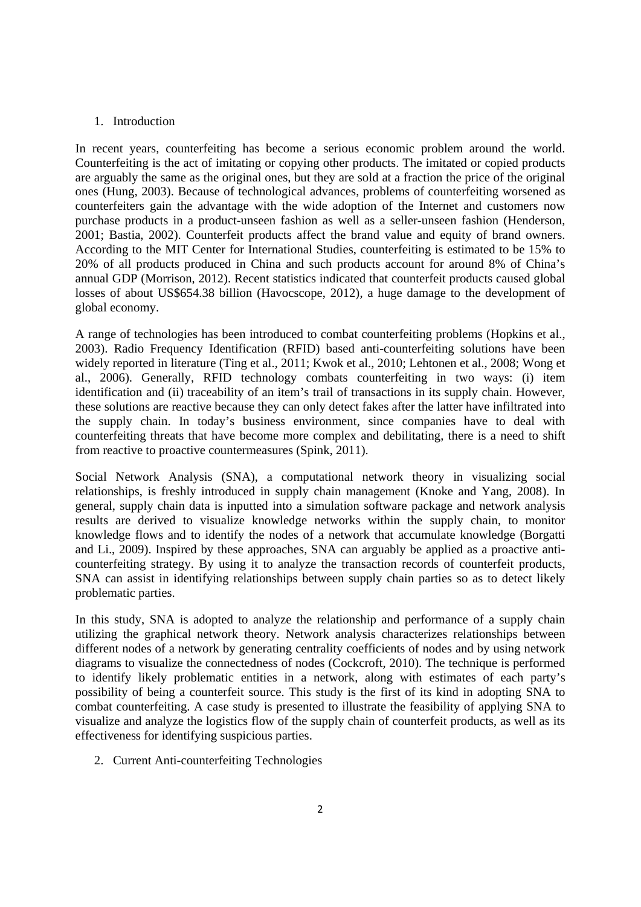## 1. Introduction

In recent years, counterfeiting has become a serious economic problem around the world. Counterfeiting is the act of imitating or copying other products. The imitated or copied products are arguably the same as the original ones, but they are sold at a fraction the price of the original ones (Hung, 2003). Because of technological advances, problems of counterfeiting worsened as counterfeiters gain the advantage with the wide adoption of the Internet and customers now purchase products in a product-unseen fashion as well as a seller-unseen fashion (Henderson, 2001; Bastia, 2002). Counterfeit products affect the brand value and equity of brand owners. According to the MIT Center for International Studies, counterfeiting is estimated to be 15% to 20% of all products produced in China and such products account for around 8% of China's annual GDP (Morrison, 2012). Recent statistics indicated that counterfeit products caused global losses of about US$654.38 billion (Havocscope, 2012), a huge damage to the development of global economy.

A range of technologies has been introduced to combat counterfeiting problems (Hopkins et al., 2003). Radio Frequency Identification (RFID) based anti-counterfeiting solutions have been widely reported in literature (Ting et al., 2011; Kwok et al., 2010; Lehtonen et al., 2008; Wong et al., 2006). Generally, RFID technology combats counterfeiting in two ways: (i) item identification and (ii) traceability of an item's trail of transactions in its supply chain. However, these solutions are reactive because they can only detect fakes after the latter have infiltrated into the supply chain. In today's business environment, since companies have to deal with counterfeiting threats that have become more complex and debilitating, there is a need to shift from reactive to proactive countermeasures (Spink, 2011).

Social Network Analysis (SNA), a computational network theory in visualizing social relationships, is freshly introduced in supply chain management (Knoke and Yang, 2008). In general, supply chain data is inputted into a simulation software package and network analysis results are derived to visualize knowledge networks within the supply chain, to monitor knowledge flows and to identify the nodes of a network that accumulate knowledge (Borgatti and Li., 2009). Inspired by these approaches, SNA can arguably be applied as a proactive anti-counterfeiting strategy. By using it to analyze the transaction records of counterfeit products, SNA can assist in identifying relationships between supply chain parties so as to detect likely problematic parties.

In this study, SNA is adopted to analyze the relationship and performance of a supply chain utilizing the graphical network theory. Network analysis characterizes relationships between different nodes of a network by generating centrality coefficients of nodes and by using network diagrams to visualize the connectedness of nodes (Cockcroft, 2010). The technique is performed to identify likely problematic entities in a network, along with estimates of each party's possibility of being a counterfeit source. This study is the first of its kind in adopting SNA to combat counterfeiting. A case study is presented to illustrate the feasibility of applying SNA to visualize and analyze the logistics flow of the supply chain of counterfeit products, as well as its effectiveness for identifying suspicious parties.

## 2. Current Anti-counterfeiting Technologies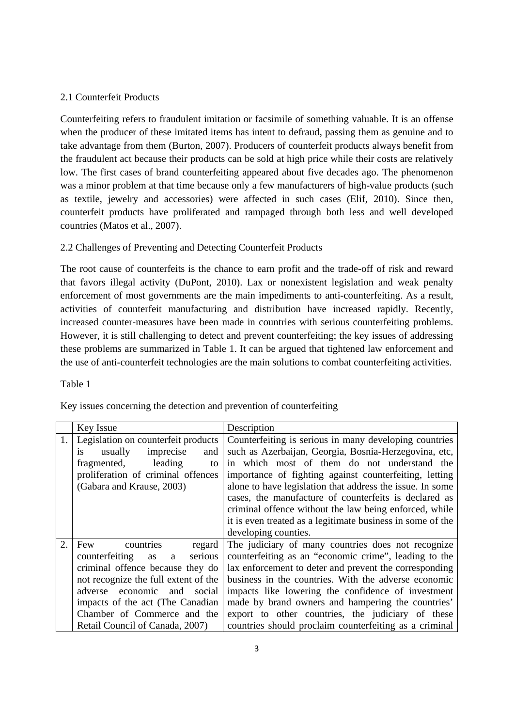## 2.1 Counterfeit Products

Counterfeiting refers to fraudulent imitation or facsimile of something valuable. It is an offense when the producer of these imitated items has intent to defraud, passing them as genuine and to take advantage from them (Burton, 2007). Producers of counterfeit products always benefit from the fraudulent act because their products can be sold at high price while their costs are relatively low. The first cases of brand counterfeiting appeared about five decades ago. The phenomenon was a minor problem at that time because only a few manufacturers of high-value products (such as textile, jewelry and accessories) were affected in such cases (Elif, 2010). Since then, counterfeit products have proliferated and rampaged through both less and well developed countries (Matos et al., 2007).

## 2.2 Challenges of Preventing and Detecting Counterfeit Products

The root cause of counterfeits is the chance to earn profit and the trade-off of risk and reward that favors illegal activity (DuPont, 2010). Lax or nonexistent legislation and weak penalty enforcement of most governments are the main impediments to anti-counterfeiting. As a result, activities of counterfeit manufacturing and distribution have increased rapidly. Recently, increased counter-measures have been made in countries with serious counterfeiting problems. However, it is still challenging to detect and prevent counterfeiting; the key issues of addressing these problems are summarized in Table 1. It can be argued that tightened law enforcement and the use of anti-counterfeit technologies are the main solutions to combat counterfeiting activities.

Table 1

Key issues concerning the detection and prevention of counterfeiting

| | Key Issue | Description |
|---|---|---|
| 1. | Legislation on counterfeit products is usually imprecise and fragmented, leading to proliferation of criminal offences (Gabara and Krause, 2003) | Counterfeiting is serious in many developing countries such as Azerbaijan, Georgia, Bosnia-Herzegovina, etc, in which most of them do not understand the importance of fighting against counterfeiting, letting alone to have legislation that address the issue. In some cases, the manufacture of counterfeits is declared as criminal offence without the law being enforced, while it is even treated as a legitimate business in some of the developing counties. |
| 2. | Few countries regard counterfeiting as a serious criminal offence because they do not recognize the full extent of the adverse economic and social impacts of the act (The Canadian Chamber of Commerce and the Retail Council of Canada, 2007) | The judiciary of many countries does not recognize counterfeiting as an "economic crime", leading to the lax enforcement to deter and prevent the corresponding business in the countries. With the adverse economic impacts like lowering the confidence of investment made by brand owners and hampering the countries' export to other countries, the judiciary of these countries should proclaim counterfeiting as a criminal |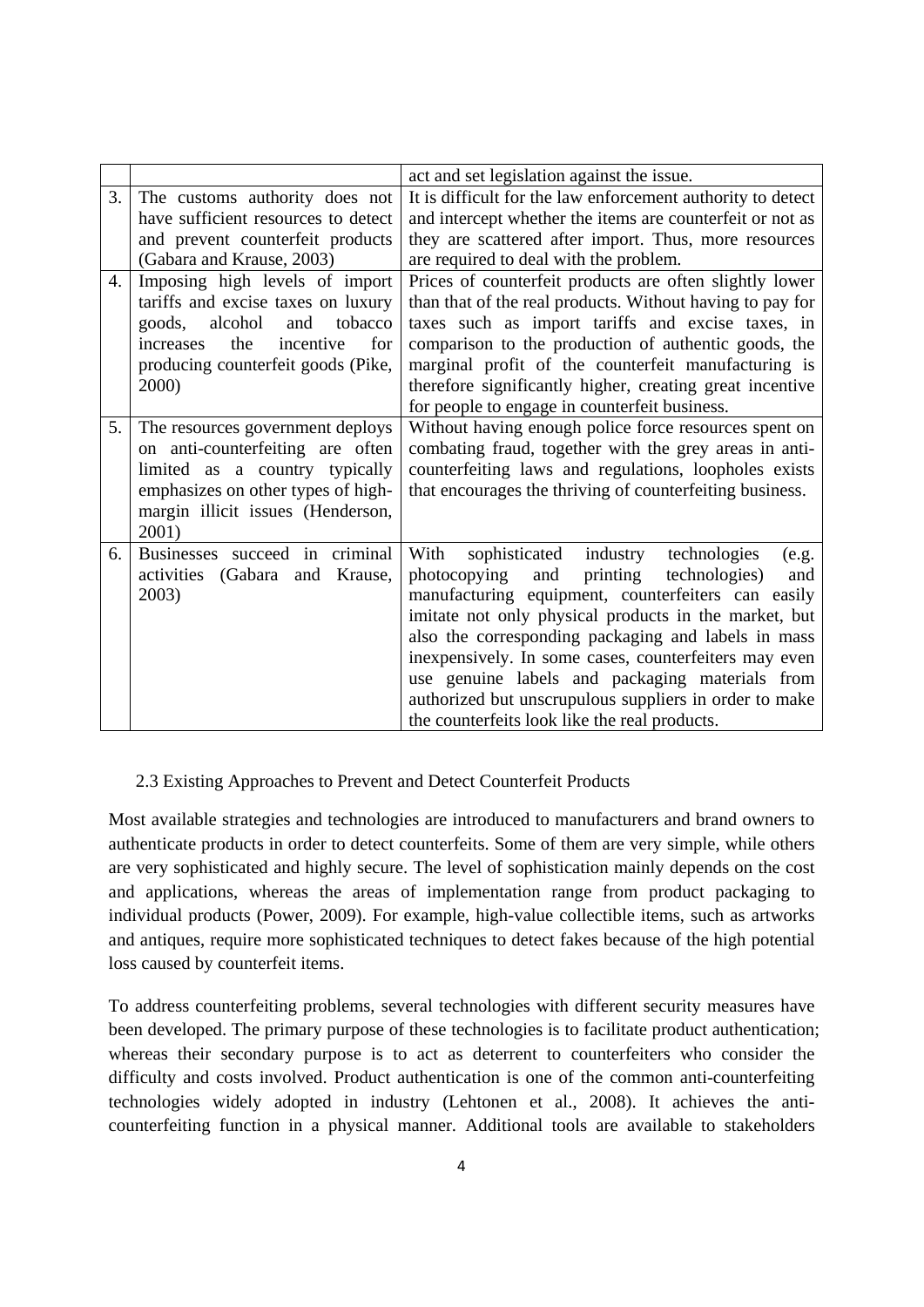| | | |
|---|---|---|
| | | act and set legislation against the issue. |
| 3. | The customs authority does not have sufficient resources to detect and prevent counterfeit products (Gabara and Krause, 2003) | It is difficult for the law enforcement authority to detect and intercept whether the items are counterfeit or not as they are scattered after import. Thus, more resources are required to deal with the problem. |
| 4. | Imposing high levels of import tariffs and excise taxes on luxury goods, alcohol and tobacco increases the incentive for producing counterfeit goods (Pike, 2000) | Prices of counterfeit products are often slightly lower than that of the real products. Without having to pay for taxes such as import tariffs and excise taxes, in comparison to the production of authentic goods, the marginal profit of the counterfeit manufacturing is therefore significantly higher, creating great incentive for people to engage in counterfeit business. |
| 5. | The resources government deploys on anti-counterfeiting are often limited as a country typically emphasizes on other types of high-margin illicit issues (Henderson, 2001) | Without having enough police force resources spent on combating fraud, together with the grey areas in anti-counterfeiting laws and regulations, loopholes exists that encourages the thriving of counterfeiting business. |
| 6. | Businesses succeed in criminal activities (Gabara and Krause, 2003) | With sophisticated industry technologies (e.g. photocopying and printing technologies) and manufacturing equipment, counterfeiters can easily imitate not only physical products in the market, but also the corresponding packaging and labels in mass inexpensively. In some cases, counterfeiters may even use genuine labels and packaging materials from authorized but unscrupulous suppliers in order to make the counterfeits look like the real products. |

## 2.3 Existing Approaches to Prevent and Detect Counterfeit Products

Most available strategies and technologies are introduced to manufacturers and brand owners to authenticate products in order to detect counterfeits. Some of them are very simple, while others are very sophisticated and highly secure. The level of sophistication mainly depends on the cost and applications, whereas the areas of implementation range from product packaging to individual products (Power, 2009). For example, high-value collectible items, such as artworks and antiques, require more sophisticated techniques to detect fakes because of the high potential loss caused by counterfeit items.

To address counterfeiting problems, several technologies with different security measures have been developed. The primary purpose of these technologies is to facilitate product authentication; whereas their secondary purpose is to act as deterrent to counterfeiters who consider the difficulty and costs involved. Product authentication is one of the common anti-counterfeiting technologies widely adopted in industry (Lehtonen et al., 2008). It achieves the anti-counterfeiting function in a physical manner. Additional tools are available to stakeholders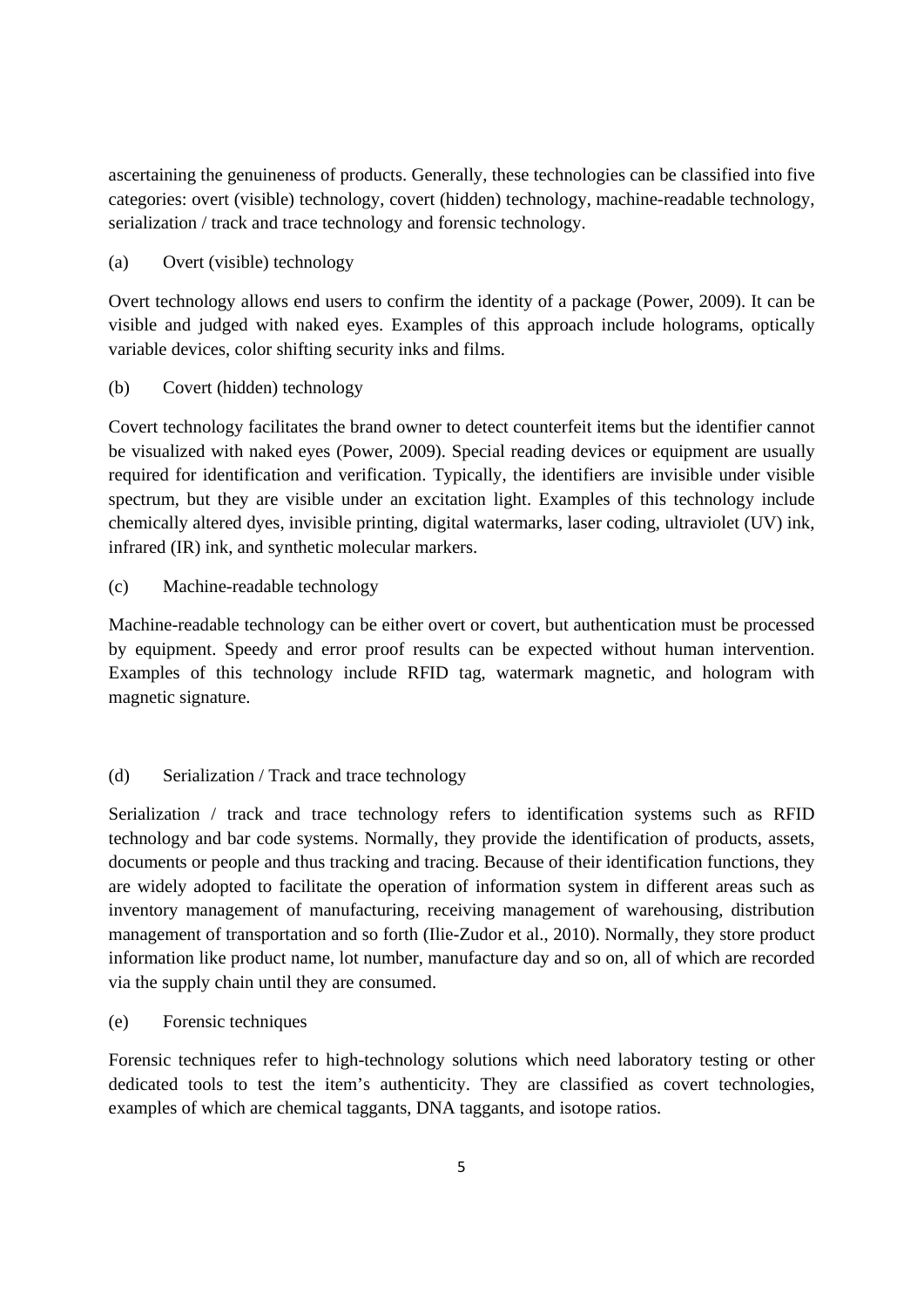ascertaining the genuineness of products. Generally, these technologies can be classified into five categories: overt (visible) technology, covert (hidden) technology, machine-readable technology, serialization / track and trace technology and forensic technology.

(a) Overt (visible) technology

Overt technology allows end users to confirm the identity of a package (Power, 2009). It can be visible and judged with naked eyes. Examples of this approach include holograms, optically variable devices, color shifting security inks and films.

(b) Covert (hidden) technology

Covert technology facilitates the brand owner to detect counterfeit items but the identifier cannot be visualized with naked eyes (Power, 2009). Special reading devices or equipment are usually required for identification and verification. Typically, the identifiers are invisible under visible spectrum, but they are visible under an excitation light. Examples of this technology include chemically altered dyes, invisible printing, digital watermarks, laser coding, ultraviolet (UV) ink, infrared (IR) ink, and synthetic molecular markers.

(c) Machine-readable technology

Machine-readable technology can be either overt or covert, but authentication must be processed by equipment. Speedy and error proof results can be expected without human intervention. Examples of this technology include RFID tag, watermark magnetic, and hologram with magnetic signature.

(d) Serialization / Track and trace technology

Serialization / track and trace technology refers to identification systems such as RFID technology and bar code systems. Normally, they provide the identification of products, assets, documents or people and thus tracking and tracing. Because of their identification functions, they are widely adopted to facilitate the operation of information system in different areas such as inventory management of manufacturing, receiving management of warehousing, distribution management of transportation and so forth (Ilie-Zudor et al., 2010). Normally, they store product information like product name, lot number, manufacture day and so on, all of which are recorded via the supply chain until they are consumed.

(e) Forensic techniques

Forensic techniques refer to high-technology solutions which need laboratory testing or other dedicated tools to test the item's authenticity. They are classified as covert technologies, examples of which are chemical taggants, DNA taggants, and isotope ratios.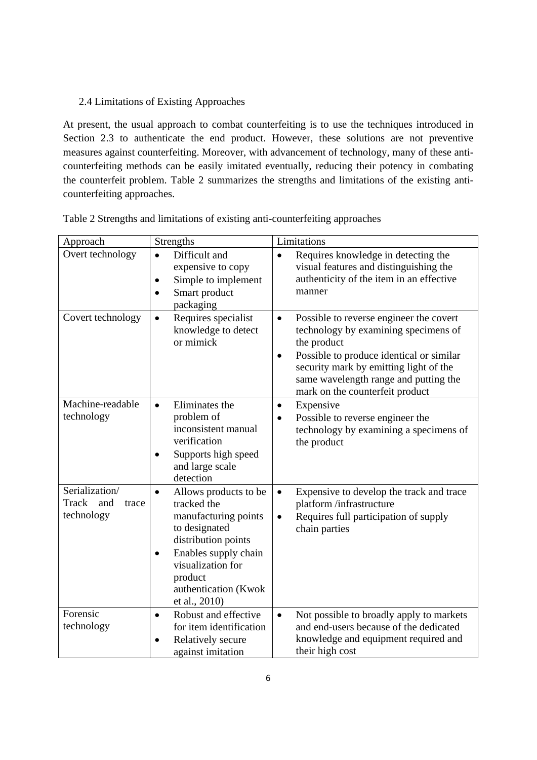### 2.4 Limitations of Existing Approaches

At present, the usual approach to combat counterfeiting is to use the techniques introduced in Section 2.3 to authenticate the end product. However, these solutions are not preventive measures against counterfeiting. Moreover, with advancement of technology, many of these anti-counterfeiting methods can be easily imitated eventually, reducing their potency in combating the counterfeit problem. Table 2 summarizes the strengths and limitations of the existing anti-counterfeiting approaches.

Table 2 Strengths and limitations of existing anti-counterfeiting approaches

| Approach | Strengths | Limitations |
|---|---|---|
| Overt technology | • Difficult and expensive to copy<br>• Simple to implement<br>• Smart product packaging | • Requires knowledge in detecting the visual features and distinguishing the authenticity of the item in an effective manner |
| Covert technology | • Requires specialist knowledge to detect or mimick | • Possible to reverse engineer the covert technology by examining specimens of the product<br>• Possible to produce identical or similar security mark by emitting light of the same wavelength range and putting the mark on the counterfeit product |
| Machine-readable technology | • Eliminates the problem of inconsistent manual verification<br>• Supports high speed and large scale detection | • Expensive<br>• Possible to reverse engineer the technology by examining a specimens of the product |
| Serialization/ Track and trace technology | • Allows products to be tracked the manufacturing points to designated distribution points<br>• Enables supply chain visualization for product authentication (Kwok et al., 2010) | • Expensive to develop the track and trace platform /infrastructure<br>• Requires full participation of supply chain parties |
| Forensic technology | • Robust and effective for item identification<br>• Relatively secure against imitation | • Not possible to broadly apply to markets and end-users because of the dedicated knowledge and equipment required and their high cost |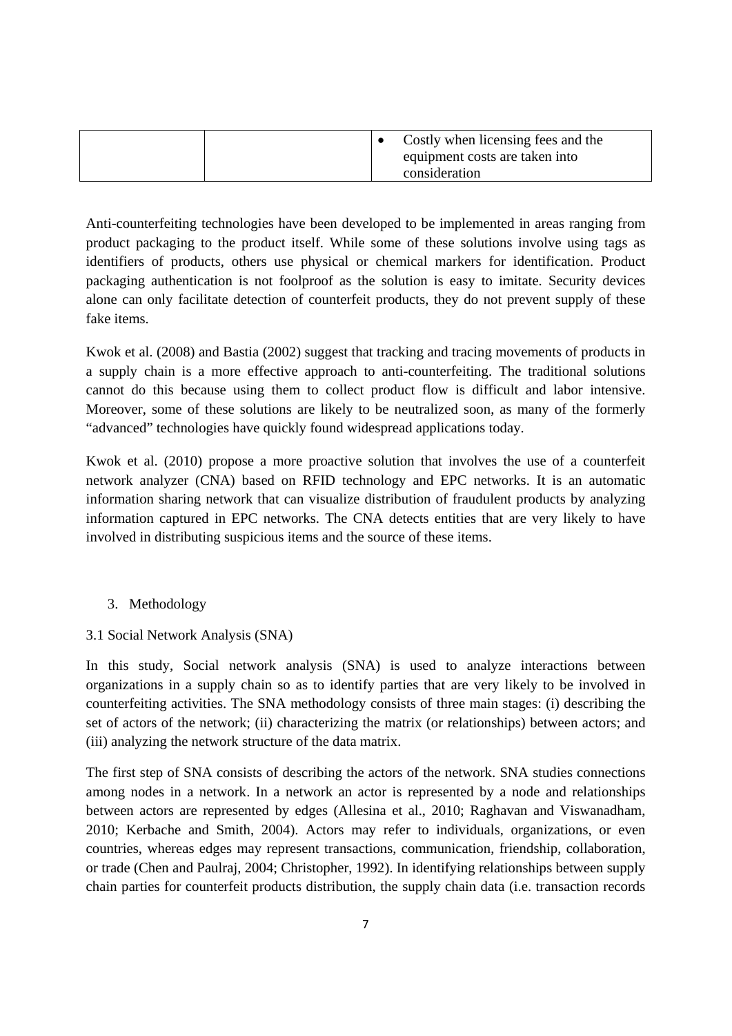|  |  | • Costly when licensing fees and the equipment costs are taken into consideration |
|---|---|---|

Anti-counterfeiting technologies have been developed to be implemented in areas ranging from product packaging to the product itself. While some of these solutions involve using tags as identifiers of products, others use physical or chemical markers for identification. Product packaging authentication is not foolproof as the solution is easy to imitate. Security devices alone can only facilitate detection of counterfeit products, they do not prevent supply of these fake items.

Kwok et al. (2008) and Bastia (2002) suggest that tracking and tracing movements of products in a supply chain is a more effective approach to anti-counterfeiting. The traditional solutions cannot do this because using them to collect product flow is difficult and labor intensive. Moreover, some of these solutions are likely to be neutralized soon, as many of the formerly "advanced" technologies have quickly found widespread applications today.

Kwok et al. (2010) propose a more proactive solution that involves the use of a counterfeit network analyzer (CNA) based on RFID technology and EPC networks. It is an automatic information sharing network that can visualize distribution of fraudulent products by analyzing information captured in EPC networks. The CNA detects entities that are very likely to have involved in distributing suspicious items and the source of these items.

## 3. Methodology

### 3.1 Social Network Analysis (SNA)

In this study, Social network analysis (SNA) is used to analyze interactions between organizations in a supply chain so as to identify parties that are very likely to be involved in counterfeiting activities. The SNA methodology consists of three main stages: (i) describing the set of actors of the network; (ii) characterizing the matrix (or relationships) between actors; and (iii) analyzing the network structure of the data matrix.

The first step of SNA consists of describing the actors of the network. SNA studies connections among nodes in a network. In a network an actor is represented by a node and relationships between actors are represented by edges (Allesina et al., 2010; Raghavan and Viswanadham, 2010; Kerbache and Smith, 2004). Actors may refer to individuals, organizations, or even countries, whereas edges may represent transactions, communication, friendship, collaboration, or trade (Chen and Paulraj, 2004; Christopher, 1992). In identifying relationships between supply chain parties for counterfeit products distribution, the supply chain data (i.e. transaction records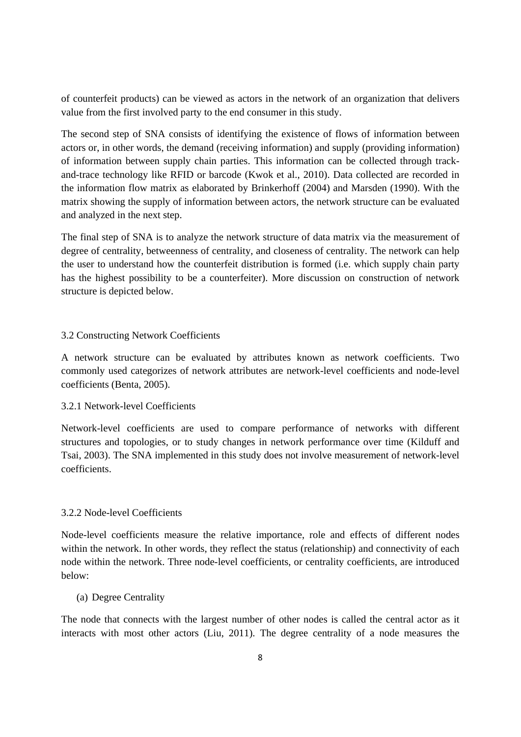of counterfeit products) can be viewed as actors in the network of an organization that delivers value from the first involved party to the end consumer in this study.

The second step of SNA consists of identifying the existence of flows of information between actors or, in other words, the demand (receiving information) and supply (providing information) of information between supply chain parties. This information can be collected through track-and-trace technology like RFID or barcode (Kwok et al., 2010). Data collected are recorded in the information flow matrix as elaborated by Brinkerhoff (2004) and Marsden (1990). With the matrix showing the supply of information between actors, the network structure can be evaluated and analyzed in the next step.

The final step of SNA is to analyze the network structure of data matrix via the measurement of degree of centrality, betweenness of centrality, and closeness of centrality. The network can help the user to understand how the counterfeit distribution is formed (i.e. which supply chain party has the highest possibility to be a counterfeiter). More discussion on construction of network structure is depicted below.

### 3.2 Constructing Network Coefficients

A network structure can be evaluated by attributes known as network coefficients. Two commonly used categorizes of network attributes are network-level coefficients and node-level coefficients (Benta, 2005).

#### 3.2.1 Network-level Coefficients

Network-level coefficients are used to compare performance of networks with different structures and topologies, or to study changes in network performance over time (Kilduff and Tsai, 2003). The SNA implemented in this study does not involve measurement of network-level coefficients.

#### 3.2.2 Node-level Coefficients

Node-level coefficients measure the relative importance, role and effects of different nodes within the network. In other words, they reflect the status (relationship) and connectivity of each node within the network. Three node-level coefficients, or centrality coefficients, are introduced below:

(a) Degree Centrality

The node that connects with the largest number of other nodes is called the central actor as it interacts with most other actors (Liu, 2011). The degree centrality of a node measures the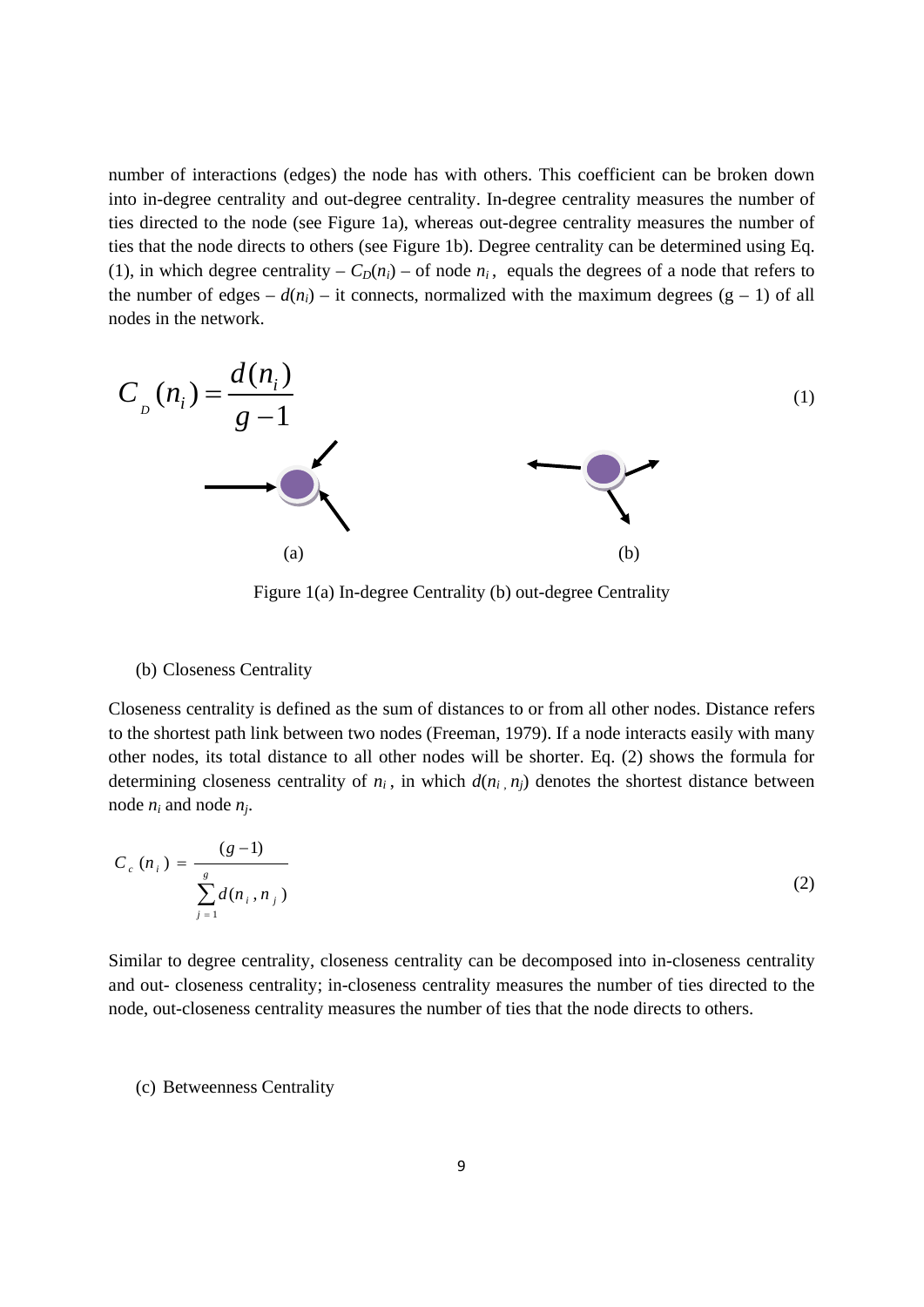number of interactions (edges) the node has with others. This coefficient can be broken down into in-degree centrality and out-degree centrality. In-degree centrality measures the number of ties directed to the node (see Figure 1a), whereas out-degree centrality measures the number of ties that the node directs to others (see Figure 1b). Degree centrality can be determined using Eq. (1), in which degree centrality – $C_D(n_i)$ – of node $n_i$, equals the degrees of a node that refers to the number of edges – $d(n_i)$ – it connects, normalized with the maximum degrees (g – 1) of all nodes in the network.

$$C_D(n_i) = \frac{d(n_i)}{g-1} \tag{1}$$

(a) (b)

Figure 1(a) In-degree Centrality (b) out-degree Centrality

(b) Closeness Centrality

Closeness centrality is defined as the sum of distances to or from all other nodes. Distance refers to the shortest path link between two nodes (Freeman, 1979). If a node interacts easily with many other nodes, its total distance to all other nodes will be shorter. Eq. (2) shows the formula for determining closeness centrality of $n_i$, in which $d(n_i, n_j)$ denotes the shortest distance between node $n_i$ and node $n_j$.

$$C_c(n_i) = \frac{(g-1)}{\sum_{j=1}^{g} d(n_i, n_j)} \tag{2}$$

Similar to degree centrality, closeness centrality can be decomposed into in-closeness centrality and out- closeness centrality; in-closeness centrality measures the number of ties directed to the node, out-closeness centrality measures the number of ties that the node directs to others.

(c) Betweenness Centrality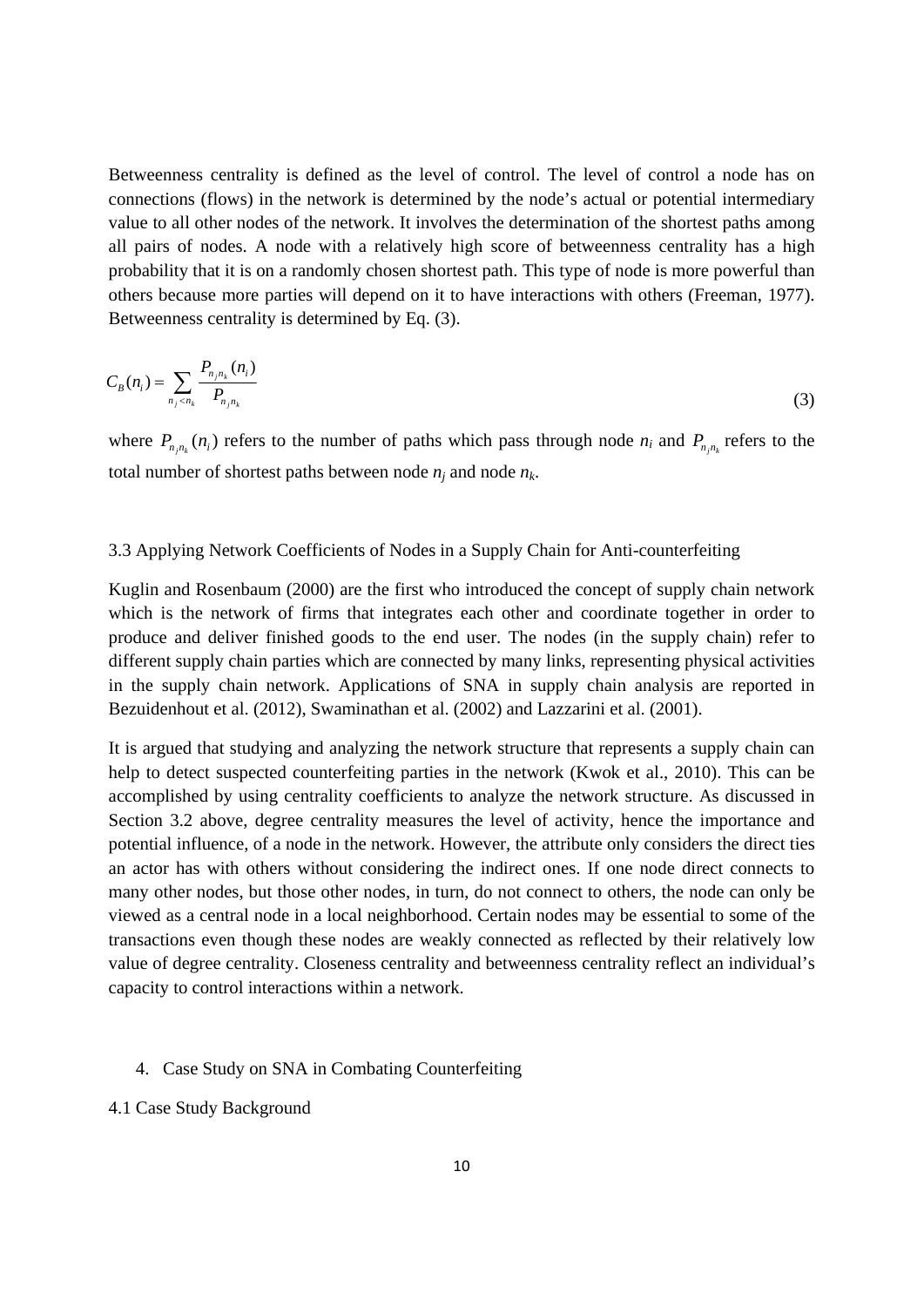Betweenness centrality is defined as the level of control. The level of control a node has on connections (flows) in the network is determined by the node's actual or potential intermediary value to all other nodes of the network. It involves the determination of the shortest paths among all pairs of nodes. A node with a relatively high score of betweenness centrality has a high probability that it is on a randomly chosen shortest path. This type of node is more powerful than others because more parties will depend on it to have interactions with others (Freeman, 1977). Betweenness centrality is determined by Eq. (3).

$$C_B(n_i) = \sum_{n_j < n_k} \frac{P_{n_j n_k}(n_i)}{P_{n_j n_k}} \tag{3}$$

where $P_{n_j n_k}(n_i)$ refers to the number of paths which pass through node $n_i$ and $P_{n_j n_k}$ refers to the total number of shortest paths between node $n_j$ and node $n_k$.

### 3.3 Applying Network Coefficients of Nodes in a Supply Chain for Anti-counterfeiting

Kuglin and Rosenbaum (2000) are the first who introduced the concept of supply chain network which is the network of firms that integrates each other and coordinate together in order to produce and deliver finished goods to the end user. The nodes (in the supply chain) refer to different supply chain parties which are connected by many links, representing physical activities in the supply chain network. Applications of SNA in supply chain analysis are reported in Bezuidenhout et al. (2012), Swaminathan et al. (2002) and Lazzarini et al. (2001).

It is argued that studying and analyzing the network structure that represents a supply chain can help to detect suspected counterfeiting parties in the network (Kwok et al., 2010). This can be accomplished by using centrality coefficients to analyze the network structure. As discussed in Section 3.2 above, degree centrality measures the level of activity, hence the importance and potential influence, of a node in the network. However, the attribute only considers the direct ties an actor has with others without considering the indirect ones. If one node direct connects to many other nodes, but those other nodes, in turn, do not connect to others, the node can only be viewed as a central node in a local neighborhood. Certain nodes may be essential to some of the transactions even though these nodes are weakly connected as reflected by their relatively low value of degree centrality. Closeness centrality and betweenness centrality reflect an individual's capacity to control interactions within a network.

## 4. Case Study on SNA in Combating Counterfeiting

### 4.1 Case Study Background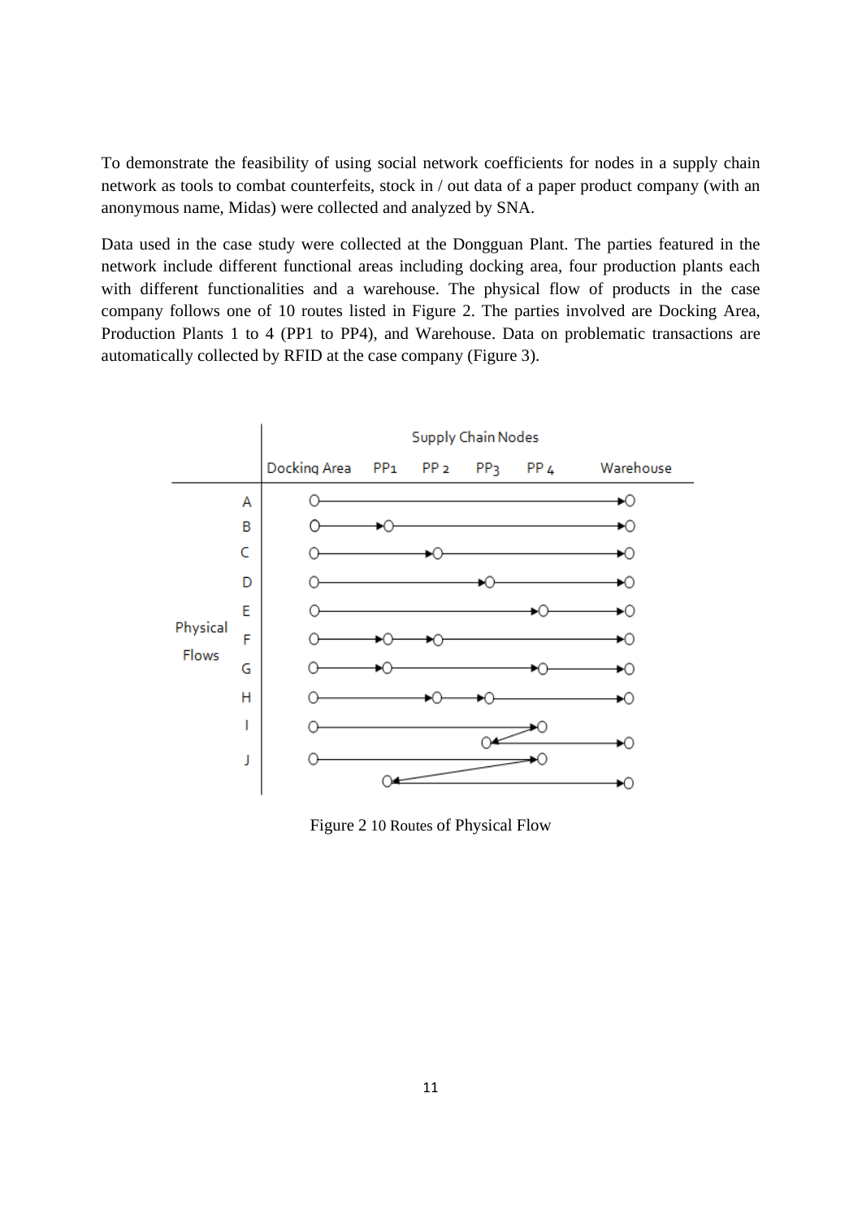To demonstrate the feasibility of using social network coefficients for nodes in a supply chain network as tools to combat counterfeits, stock in / out data of a paper product company (with an anonymous name, Midas) were collected and analyzed by SNA.

Data used in the case study were collected at the Dongguan Plant. The parties featured in the network include different functional areas including docking area, four production plants each with different functionalities and a warehouse. The physical flow of products in the case company follows one of 10 routes listed in Figure 2. The parties involved are Docking Area, Production Plants 1 to 4 (PP1 to PP4), and Warehouse. Data on problematic transactions are automatically collected by RFID at the case company (Figure 3).

Figure 2 10 Routes of Physical Flow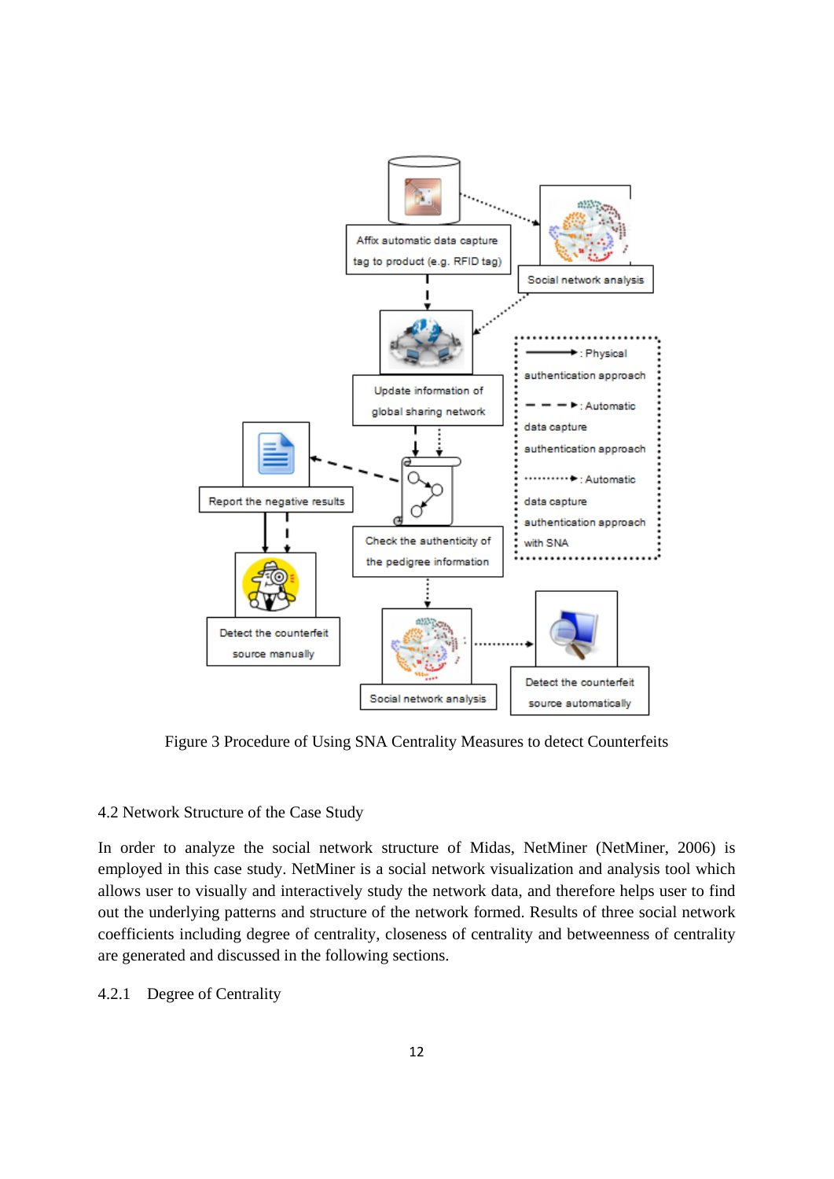Figure 3 Procedure of Using SNA Centrality Measures to detect Counterfeits

## 4.2 Network Structure of the Case Study

In order to analyze the social network structure of Midas, NetMiner (NetMiner, 2006) is employed in this case study. NetMiner is a social network visualization and analysis tool which allows user to visually and interactively study the network data, and therefore helps user to find out the underlying patterns and structure of the network formed. Results of three social network coefficients including degree of centrality, closeness of centrality and betweenness of centrality are generated and discussed in the following sections.

### 4.2.1 Degree of Centrality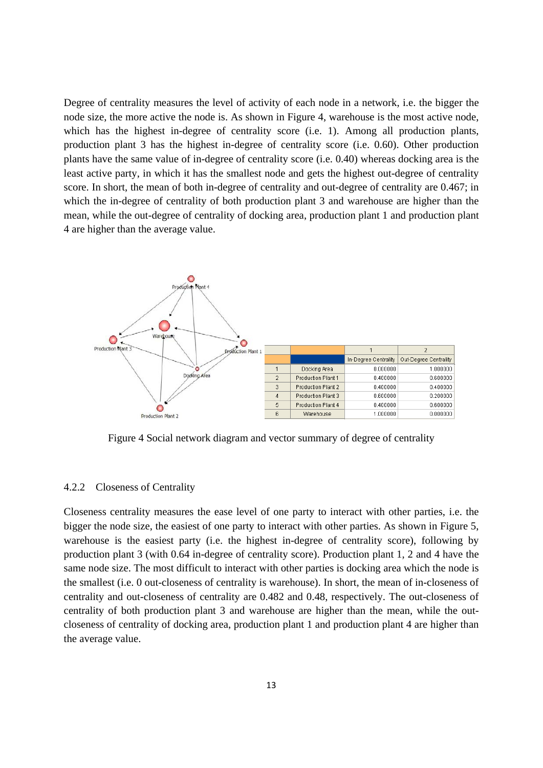Degree of centrality measures the level of activity of each node in a network, i.e. the bigger the node size, the more active the node is. As shown in Figure 4, warehouse is the most active node, which has the highest in-degree of centrality score (i.e. 1). Among all production plants, production plant 3 has the highest in-degree of centrality score (i.e. 0.60). Other production plants have the same value of in-degree of centrality score (i.e. 0.40) whereas docking area is the least active party, in which it has the smallest node and gets the highest out-degree of centrality score. In short, the mean of both in-degree of centrality and out-degree of centrality are 0.467; in which the in-degree of centrality of both production plant 3 and warehouse are higher than the mean, while the out-degree of centrality of docking area, production plant 1 and production plant 4 are higher than the average value.

| | | 1 | 2 |
|---|---|---|---|
| | | In-Degree Centrality | Out-Degree Centrality |
| 1 | Docking Area | 0.000000 | 1.000000 |
| 2 | Production Plant 1 | 0.400000 | 0.600000 |
| 3 | Production Plant 2 | 0.400000 | 0.400000 |
| 4 | Production Plant 3 | 0.600000 | 0.200000 |
| 5 | Production Plant 4 | 0.400000 | 0.600000 |
| 6 | Warehouse | 1.000000 | 0.000000 |

Figure 4 Social network diagram and vector summary of degree of centrality

### 4.2.2 Closeness of Centrality

Closeness centrality measures the ease level of one party to interact with other parties, i.e. the bigger the node size, the easiest of one party to interact with other parties. As shown in Figure 5, warehouse is the easiest party (i.e. the highest in-degree of centrality score), following by production plant 3 (with 0.64 in-degree of centrality score). Production plant 1, 2 and 4 have the same node size. The most difficult to interact with other parties is docking area which the node is the smallest (i.e. 0 out-closeness of centrality is warehouse). In short, the mean of in-closeness of centrality and out-closeness of centrality are 0.482 and 0.48, respectively. The out-closeness of centrality of both production plant 3 and warehouse are higher than the mean, while the out-closeness of centrality of docking area, production plant 1 and production plant 4 are higher than the average value.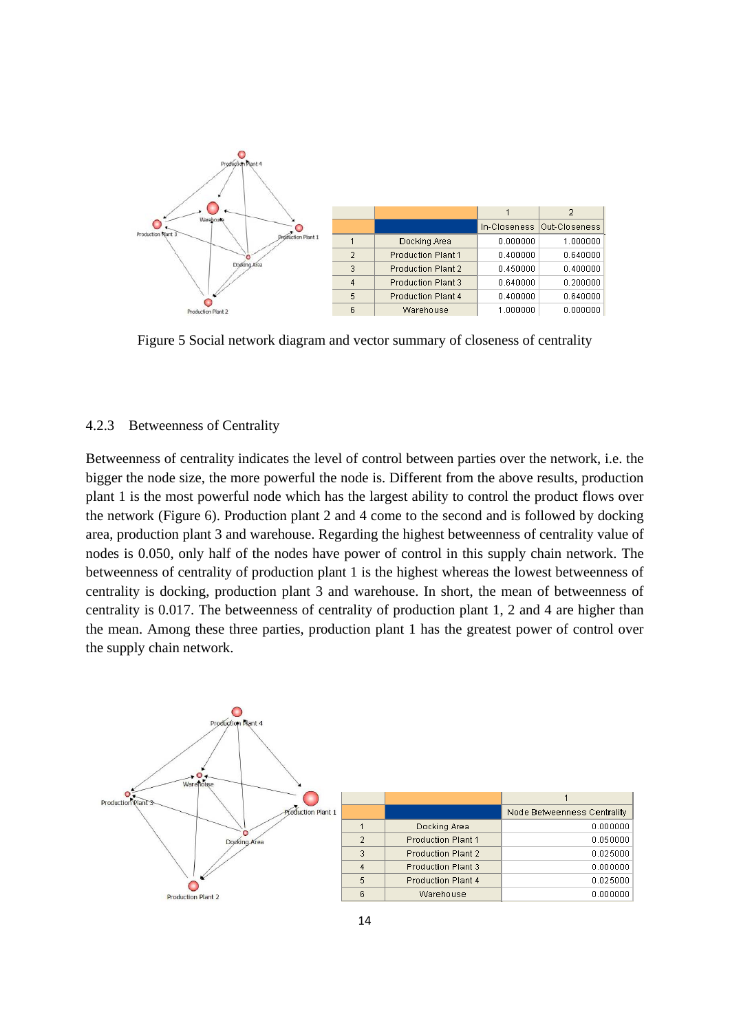|   |   | 1 | 2 |
|---|---|---|---|
|   |   | In-Closeness | Out-Closeness |
| 1 | Docking Area | 0.000000 | 1.000000 |
| 2 | Production Plant 1 | 0.400000 | 0.640000 |
| 3 | Production Plant 2 | 0.450000 | 0.400000 |
| 4 | Production Plant 3 | 0.640000 | 0.200000 |
| 5 | Production Plant 4 | 0.400000 | 0.640000 |
| 6 | Warehouse | 1.000000 | 0.000000 |

Figure 5 Social network diagram and vector summary of closeness of centrality

### 4.2.3 Betweenness of Centrality

Betweenness of centrality indicates the level of control between parties over the network, i.e. the bigger the node size, the more powerful the node is. Different from the above results, production plant 1 is the most powerful node which has the largest ability to control the product flows over the network (Figure 6). Production plant 2 and 4 come to the second and is followed by docking area, production plant 3 and warehouse. Regarding the highest betweenness of centrality value of nodes is 0.050, only half of the nodes have power of control in this supply chain network. The betweenness of centrality of production plant 1 is the highest whereas the lowest betweenness of centrality is docking, production plant 3 and warehouse. In short, the mean of betweenness of centrality is 0.017. The betweenness of centrality of production plant 1, 2 and 4 are higher than the mean. Among these three parties, production plant 1 has the greatest power of control over the supply chain network.

|   |   | 1 |
|---|---|---|
|   |   | Node Betweenness Centrality |
| 1 | Docking Area | 0.000000 |
| 2 | Production Plant 1 | 0.050000 |
| 3 | Production Plant 2 | 0.025000 |
| 4 | Production Plant 3 | 0.000000 |
| 5 | Production Plant 4 | 0.025000 |
| 6 | Warehouse | 0.000000 |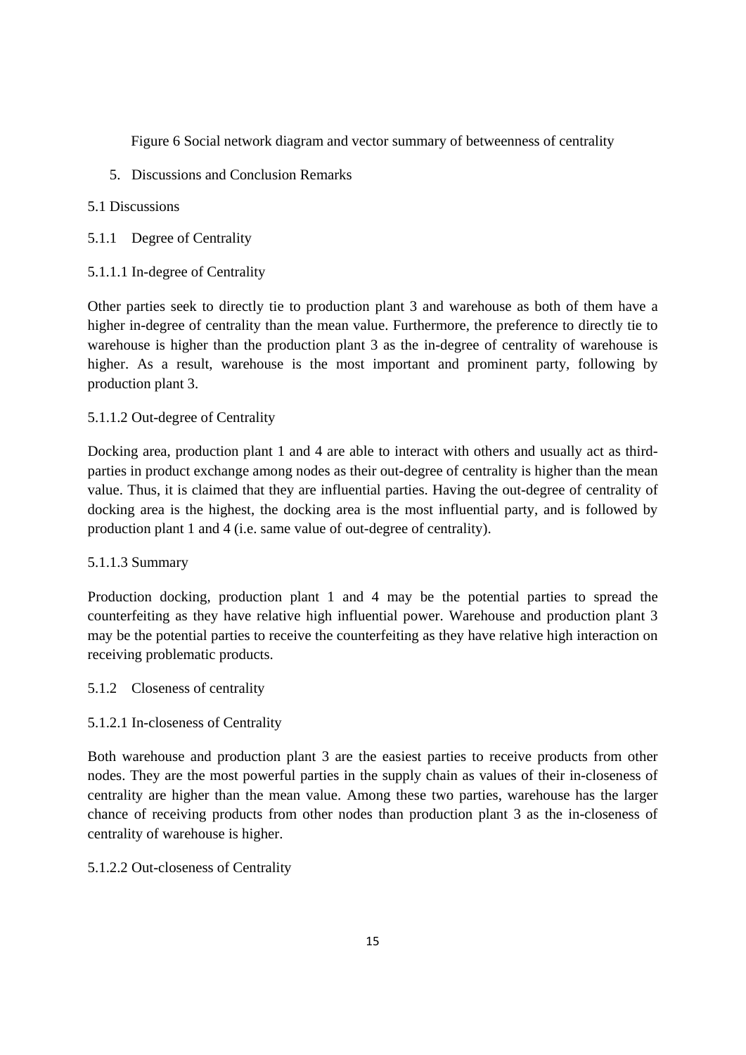Figure 6 Social network diagram and vector summary of betweenness of centrality

# 5. Discussions and Conclusion Remarks

## 5.1 Discussions

### 5.1.1 Degree of Centrality

#### 5.1.1.1 In-degree of Centrality

Other parties seek to directly tie to production plant 3 and warehouse as both of them have a higher in-degree of centrality than the mean value. Furthermore, the preference to directly tie to warehouse is higher than the production plant 3 as the in-degree of centrality of warehouse is higher. As a result, warehouse is the most important and prominent party, following by production plant 3.

#### 5.1.1.2 Out-degree of Centrality

Docking area, production plant 1 and 4 are able to interact with others and usually act as third-parties in product exchange among nodes as their out-degree of centrality is higher than the mean value. Thus, it is claimed that they are influential parties. Having the out-degree of centrality of docking area is the highest, the docking area is the most influential party, and is followed by production plant 1 and 4 (i.e. same value of out-degree of centrality).

#### 5.1.1.3 Summary

Production docking, production plant 1 and 4 may be the potential parties to spread the counterfeiting as they have relative high influential power. Warehouse and production plant 3 may be the potential parties to receive the counterfeiting as they have relative high interaction on receiving problematic products.

### 5.1.2 Closeness of centrality

#### 5.1.2.1 In-closeness of Centrality

Both warehouse and production plant 3 are the easiest parties to receive products from other nodes. They are the most powerful parties in the supply chain as values of their in-closeness of centrality are higher than the mean value. Among these two parties, warehouse has the larger chance of receiving products from other nodes than production plant 3 as the in-closeness of centrality of warehouse is higher.

#### 5.1.2.2 Out-closeness of Centrality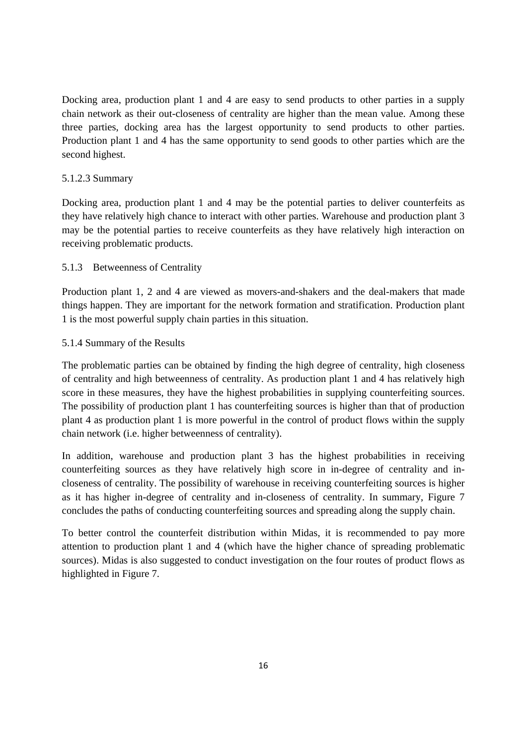Docking area, production plant 1 and 4 are easy to send products to other parties in a supply chain network as their out-closeness of centrality are higher than the mean value. Among these three parties, docking area has the largest opportunity to send products to other parties. Production plant 1 and 4 has the same opportunity to send goods to other parties which are the second highest.

#### 5.1.2.3 Summary

Docking area, production plant 1 and 4 may be the potential parties to deliver counterfeits as they have relatively high chance to interact with other parties. Warehouse and production plant 3 may be the potential parties to receive counterfeits as they have relatively high interaction on receiving problematic products.

### 5.1.3 Betweenness of Centrality

Production plant 1, 2 and 4 are viewed as movers-and-shakers and the deal-makers that made things happen. They are important for the network formation and stratification. Production plant 1 is the most powerful supply chain parties in this situation.

### 5.1.4 Summary of the Results

The problematic parties can be obtained by finding the high degree of centrality, high closeness of centrality and high betweenness of centrality. As production plant 1 and 4 has relatively high score in these measures, they have the highest probabilities in supplying counterfeiting sources. The possibility of production plant 1 has counterfeiting sources is higher than that of production plant 4 as production plant 1 is more powerful in the control of product flows within the supply chain network (i.e. higher betweenness of centrality).

In addition, warehouse and production plant 3 has the highest probabilities in receiving counterfeiting sources as they have relatively high score in in-degree of centrality and in-closeness of centrality. The possibility of warehouse in receiving counterfeiting sources is higher as it has higher in-degree of centrality and in-closeness of centrality. In summary, Figure 7 concludes the paths of conducting counterfeiting sources and spreading along the supply chain.

To better control the counterfeit distribution within Midas, it is recommended to pay more attention to production plant 1 and 4 (which have the higher chance of spreading problematic sources). Midas is also suggested to conduct investigation on the four routes of product flows as highlighted in Figure 7.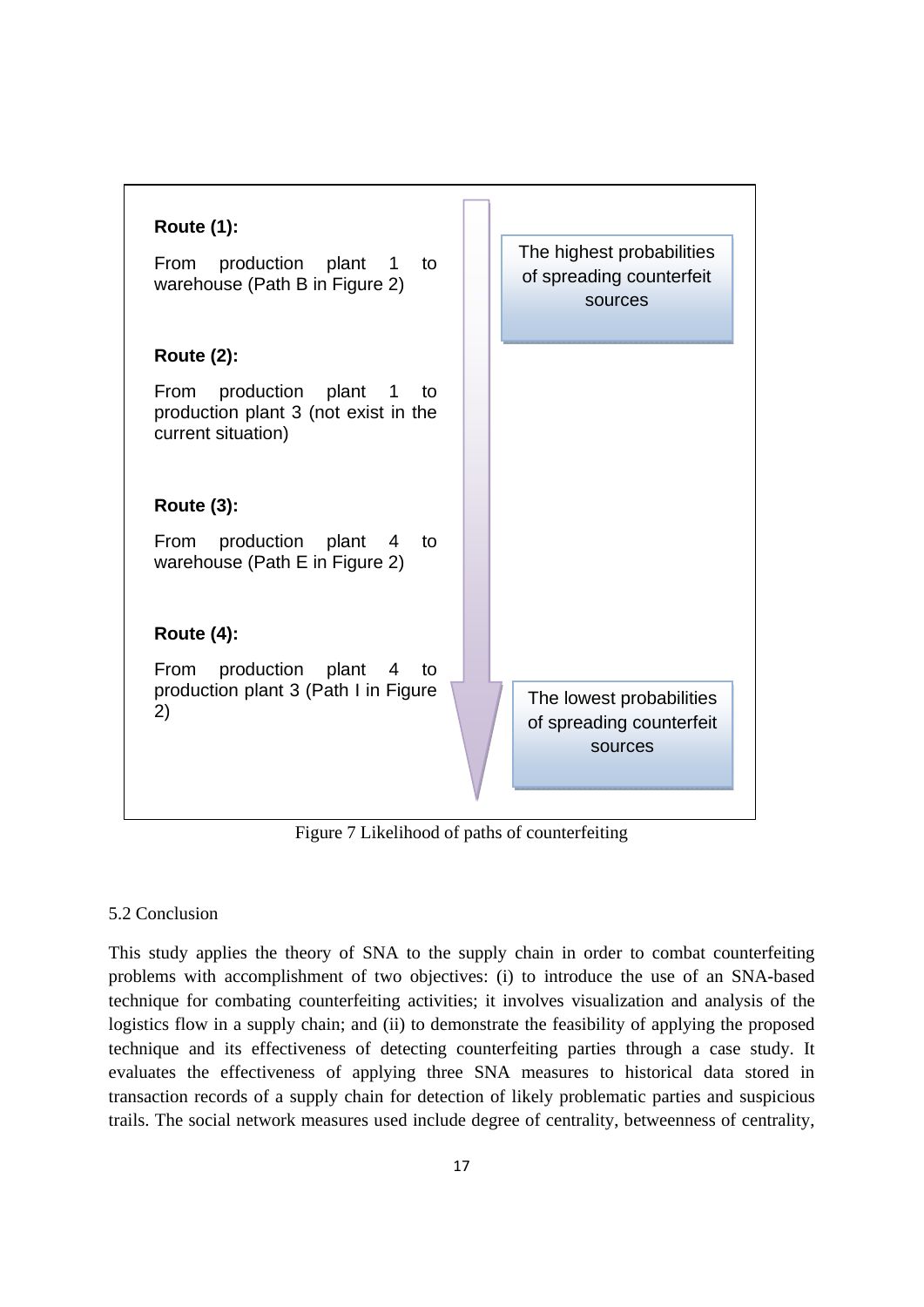**Route (1):**

From production plant 1 to warehouse (Path B in Figure 2)

**Route (2):**

From production plant 1 to production plant 3 (not exist in the current situation)

**Route (3):**

From production plant 4 to warehouse (Path E in Figure 2)

**Route (4):**

From production plant 4 to production plant 3 (Path I in Figure 2)

The highest probabilities of spreading counterfeit sources

The lowest probabilities of spreading counterfeit sources

Figure 7 Likelihood of paths of counterfeiting

5.2 Conclusion

This study applies the theory of SNA to the supply chain in order to combat counterfeiting problems with accomplishment of two objectives: (i) to introduce the use of an SNA-based technique for combating counterfeiting activities; it involves visualization and analysis of the logistics flow in a supply chain; and (ii) to demonstrate the feasibility of applying the proposed technique and its effectiveness of detecting counterfeiting parties through a case study. It evaluates the effectiveness of applying three SNA measures to historical data stored in transaction records of a supply chain for detection of likely problematic parties and suspicious trails. The social network measures used include degree of centrality, betweenness of centrality,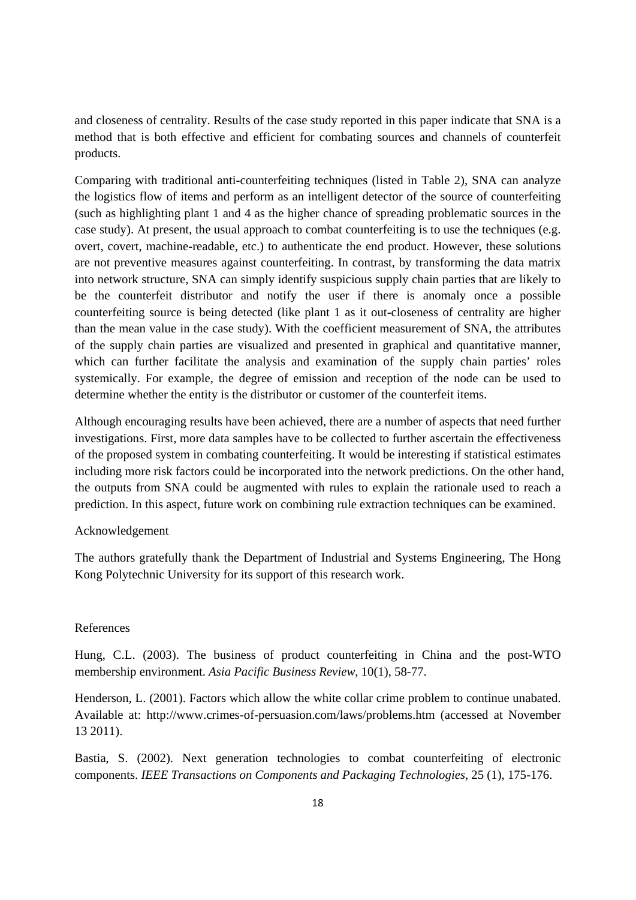and closeness of centrality. Results of the case study reported in this paper indicate that SNA is a method that is both effective and efficient for combating sources and channels of counterfeit products.

Comparing with traditional anti-counterfeiting techniques (listed in Table 2), SNA can analyze the logistics flow of items and perform as an intelligent detector of the source of counterfeiting (such as highlighting plant 1 and 4 as the higher chance of spreading problematic sources in the case study). At present, the usual approach to combat counterfeiting is to use the techniques (e.g. overt, covert, machine-readable, etc.) to authenticate the end product. However, these solutions are not preventive measures against counterfeiting. In contrast, by transforming the data matrix into network structure, SNA can simply identify suspicious supply chain parties that are likely to be the counterfeit distributor and notify the user if there is anomaly once a possible counterfeiting source is being detected (like plant 1 as it out-closeness of centrality are higher than the mean value in the case study). With the coefficient measurement of SNA, the attributes of the supply chain parties are visualized and presented in graphical and quantitative manner, which can further facilitate the analysis and examination of the supply chain parties' roles systemically. For example, the degree of emission and reception of the node can be used to determine whether the entity is the distributor or customer of the counterfeit items.

Although encouraging results have been achieved, there are a number of aspects that need further investigations. First, more data samples have to be collected to further ascertain the effectiveness of the proposed system in combating counterfeiting. It would be interesting if statistical estimates including more risk factors could be incorporated into the network predictions. On the other hand, the outputs from SNA could be augmented with rules to explain the rationale used to reach a prediction. In this aspect, future work on combining rule extraction techniques can be examined.

## Acknowledgement

The authors gratefully thank the Department of Industrial and Systems Engineering, The Hong Kong Polytechnic University for its support of this research work.

## References

Hung, C.L. (2003). The business of product counterfeiting in China and the post-WTO membership environment. *Asia Pacific Business Review*, 10(1), 58-77.

Henderson, L. (2001). Factors which allow the white collar crime problem to continue unabated. Available at: http://www.crimes-of-persuasion.com/laws/problems.htm (accessed at November 13 2011).

Bastia, S. (2002). Next generation technologies to combat counterfeiting of electronic components. *IEEE Transactions on Components and Packaging Technologies*, 25 (1), 175-176.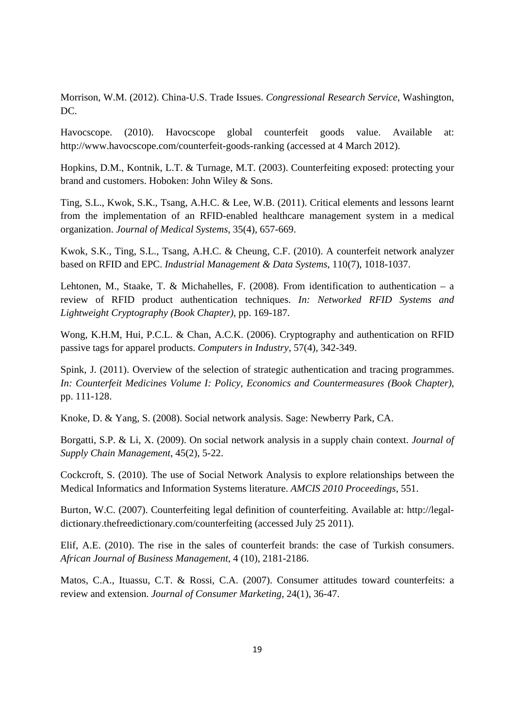Morrison, W.M. (2012). China-U.S. Trade Issues. *Congressional Research Service*, Washington, DC.

Havocscope. (2010). Havocscope global counterfeit goods value. Available at: http://www.havocscope.com/counterfeit-goods-ranking (accessed at 4 March 2012).

Hopkins, D.M., Kontnik, L.T. & Turnage, M.T. (2003). Counterfeiting exposed: protecting your brand and customers. Hoboken: John Wiley & Sons.

Ting, S.L., Kwok, S.K., Tsang, A.H.C. & Lee, W.B. (2011). Critical elements and lessons learnt from the implementation of an RFID-enabled healthcare management system in a medical organization. *Journal of Medical Systems*, 35(4), 657-669.

Kwok, S.K., Ting, S.L., Tsang, A.H.C. & Cheung, C.F. (2010). A counterfeit network analyzer based on RFID and EPC. *Industrial Management & Data Systems*, 110(7), 1018-1037.

Lehtonen, M., Staake, T. & Michahelles, F. (2008). From identification to authentication – a review of RFID product authentication techniques. *In: Networked RFID Systems and Lightweight Cryptography (Book Chapter)*, pp. 169-187.

Wong, K.H.M, Hui, P.C.L. & Chan, A.C.K. (2006). Cryptography and authentication on RFID passive tags for apparel products. *Computers in Industry*, 57(4), 342-349.

Spink, J. (2011). Overview of the selection of strategic authentication and tracing programmes. *In: Counterfeit Medicines Volume I: Policy, Economics and Countermeasures (Book Chapter)*, pp. 111-128.

Knoke, D. & Yang, S. (2008). Social network analysis. Sage: Newberry Park, CA.

Borgatti, S.P. & Li, X. (2009). On social network analysis in a supply chain context. *Journal of Supply Chain Management*, 45(2), 5-22.

Cockcroft, S. (2010). The use of Social Network Analysis to explore relationships between the Medical Informatics and Information Systems literature. *AMCIS 2010 Proceedings*, 551.

Burton, W.C. (2007). Counterfeiting legal definition of counterfeiting. Available at: http://legal-dictionary.thefreedictionary.com/counterfeiting (accessed July 25 2011).

Elif, A.E. (2010). The rise in the sales of counterfeit brands: the case of Turkish consumers. *African Journal of Business Management*, 4 (10), 2181-2186.

Matos, C.A., Ituassu, C.T. & Rossi, C.A. (2007). Consumer attitudes toward counterfeits: a review and extension. *Journal of Consumer Marketing*, 24(1), 36-47.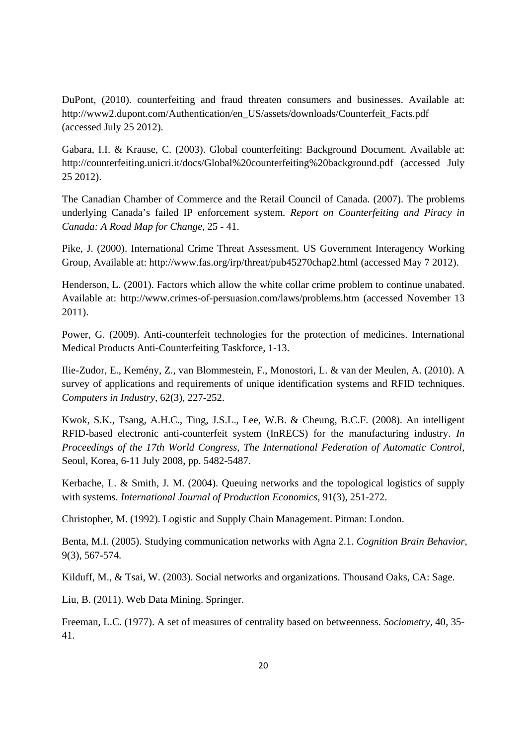DuPont, (2010). counterfeiting and fraud threaten consumers and businesses. Available at: http://www2.dupont.com/Authentication/en_US/assets/downloads/Counterfeit_Facts.pdf (accessed July 25 2012).

Gabara, I.I. & Krause, C. (2003). Global counterfeiting: Background Document. Available at: http://counterfeiting.unicri.it/docs/Global%20counterfeiting%20background.pdf (accessed July 25 2012).

The Canadian Chamber of Commerce and the Retail Council of Canada. (2007). The problems underlying Canada's failed IP enforcement system. *Report on Counterfeiting and Piracy in Canada: A Road Map for Change*, 25 - 41.

Pike, J. (2000). International Crime Threat Assessment. US Government Interagency Working Group, Available at: http://www.fas.org/irp/threat/pub45270chap2.html (accessed May 7 2012).

Henderson, L. (2001). Factors which allow the white collar crime problem to continue unabated. Available at: http://www.crimes-of-persuasion.com/laws/problems.htm (accessed November 13 2011).

Power, G. (2009). Anti-counterfeit technologies for the protection of medicines. International Medical Products Anti-Counterfeiting Taskforce, 1-13.

Ilie-Zudor, E., Kemény, Z., van Blommestein, F., Monostori, L. & van der Meulen, A. (2010). A survey of applications and requirements of unique identification systems and RFID techniques. *Computers in Industry*, 62(3), 227-252.

Kwok, S.K., Tsang, A.H.C., Ting, J.S.L., Lee, W.B. & Cheung, B.C.F. (2008). An intelligent RFID-based electronic anti-counterfeit system (InRECS) for the manufacturing industry. *In Proceedings of the 17th World Congress, The International Federation of Automatic Control*, Seoul, Korea, 6-11 July 2008, pp. 5482-5487.

Kerbache, L. & Smith, J. M. (2004). Queuing networks and the topological logistics of supply with systems. *International Journal of Production Economics*, 91(3), 251-272.

Christopher, M. (1992). Logistic and Supply Chain Management. Pitman: London.

Benta, M.I. (2005). Studying communication networks with Agna 2.1. *Cognition Brain Behavior*, 9(3), 567-574.

Kilduff, M., & Tsai, W. (2003). Social networks and organizations. Thousand Oaks, CA: Sage.

Liu, B. (2011). Web Data Mining. Springer.

Freeman, L.C. (1977). A set of measures of centrality based on betweenness. *Sociometry*, 40, 35-41.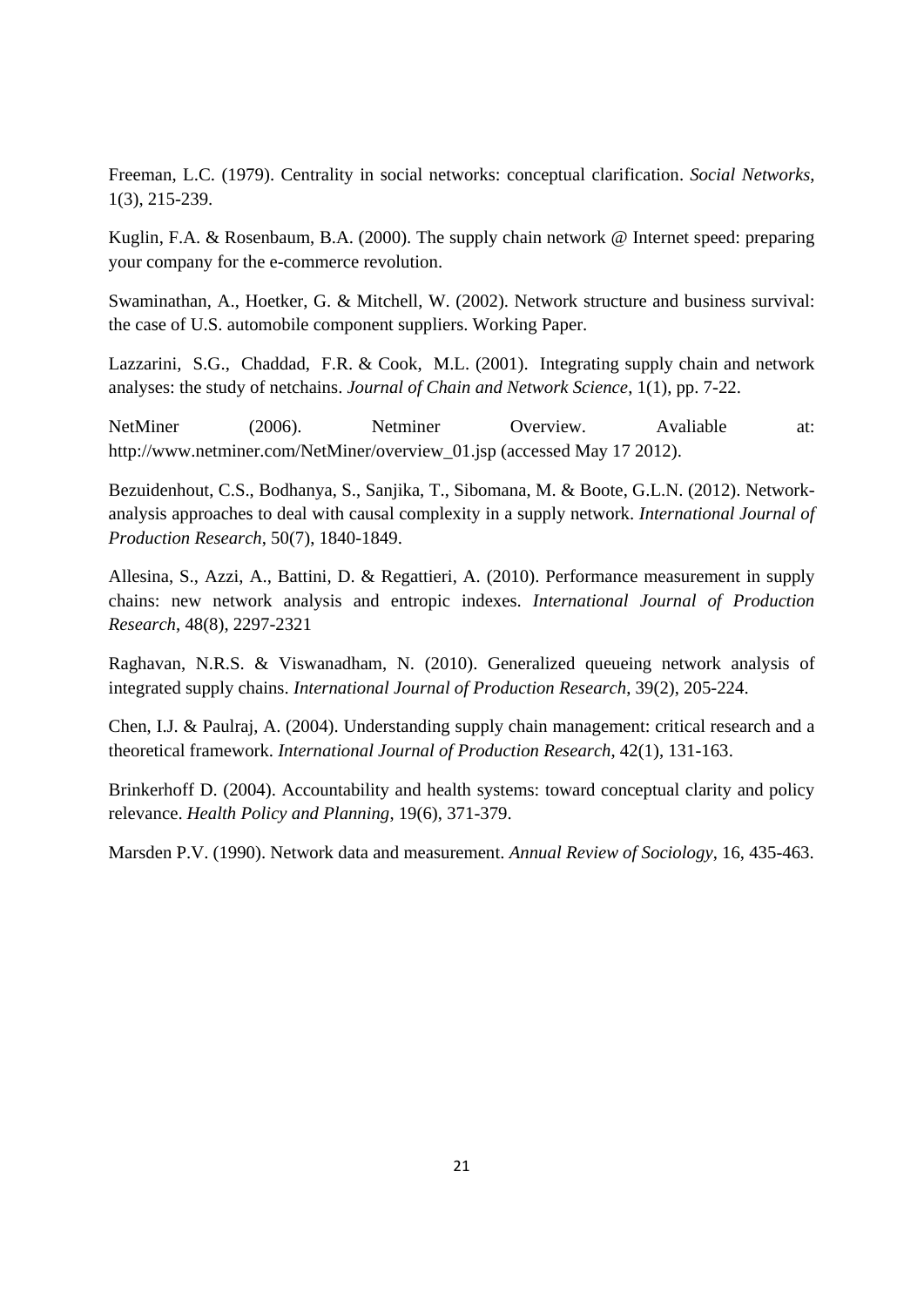Freeman, L.C. (1979). Centrality in social networks: conceptual clarification. *Social Networks*, 1(3), 215-239.

Kuglin, F.A. & Rosenbaum, B.A. (2000). The supply chain network @ Internet speed: preparing your company for the e-commerce revolution.

Swaminathan, A., Hoetker, G. & Mitchell, W. (2002). Network structure and business survival: the case of U.S. automobile component suppliers. Working Paper.

Lazzarini, S.G., Chaddad, F.R. & Cook, M.L. (2001). Integrating supply chain and network analyses: the study of netchains. *Journal of Chain and Network Science*, 1(1), pp. 7-22.

NetMiner (2006). Netminer Overview. Avaliable at: http://www.netminer.com/NetMiner/overview_01.jsp (accessed May 17 2012).

Bezuidenhout, C.S., Bodhanya, S., Sanjika, T., Sibomana, M. & Boote, G.L.N. (2012). Network-analysis approaches to deal with causal complexity in a supply network. *International Journal of Production Research*, 50(7), 1840-1849.

Allesina, S., Azzi, A., Battini, D. & Regattieri, A. (2010). Performance measurement in supply chains: new network analysis and entropic indexes. *International Journal of Production Research*, 48(8), 2297-2321

Raghavan, N.R.S. & Viswanadham, N. (2010). Generalized queueing network analysis of integrated supply chains. *International Journal of Production Research*, 39(2), 205-224.

Chen, I.J. & Paulraj, A. (2004). Understanding supply chain management: critical research and a theoretical framework. *International Journal of Production Research*, 42(1), 131-163.

Brinkerhoff D. (2004). Accountability and health systems: toward conceptual clarity and policy relevance. *Health Policy and Planning*, 19(6), 371-379.

Marsden P.V. (1990). Network data and measurement. *Annual Review of Sociology*, 16, 435-463.